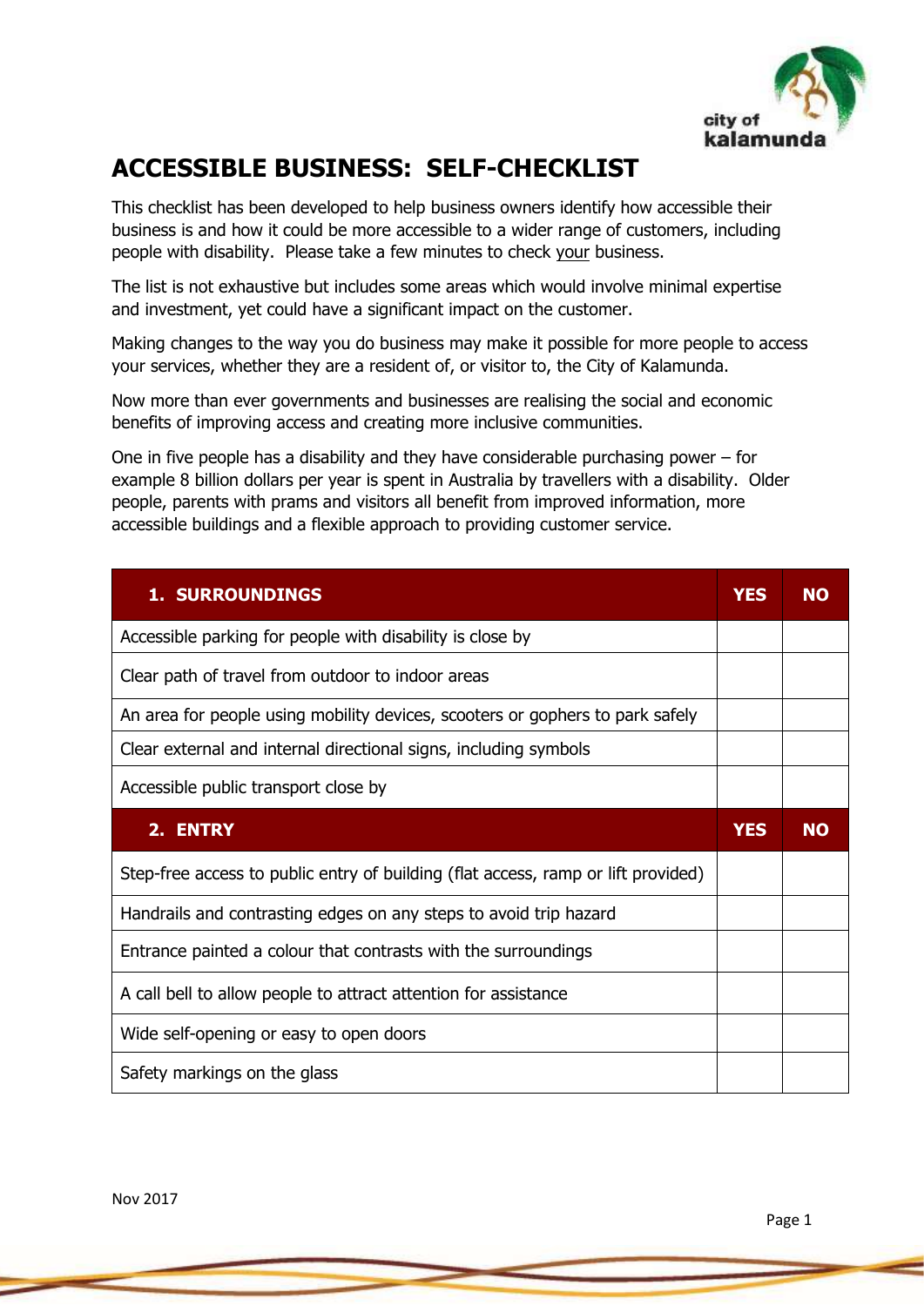# ACCESSIBLE BUSINESS: SELF-CHECKLIST

This checklist has been developed to help business owners identify how accessible their business is and how it could be more accessible to a wider range of customers, including people with disability. Please take a few minutes to check your business.

The list is not exhaustive but includes some areas which would involve minimal expertise and investment, yet could have a significant impact on the customer.

Making changes to the way you do business may make it possible for more people to access your services, whether they are a resident of, or visitor to, the City of Kalamunda.

Now more than ever governments and businesses are realising the social and economic benefits of improving access and creating more inclusive communities.

One in five people has a disability and they have considerable purchasing power – for example 8 billion dollars per year is spent in Australia by travellers with a disability. Older people, parents with prams and visitors all benefit from improved information, more accessible buildings and a flexible approach to providing customer service.

| **1. SURROUNDINGS** | **YES** | **NO** |
|---|---|---|
| Accessible parking for people with disability is close by | | |
| Clear path of travel from outdoor to indoor areas | | |
| An area for people using mobility devices, scooters or gophers to park safely | | |
| Clear external and internal directional signs, including symbols | | |
| Accessible public transport close by | | |
| **2. ENTRY** | **YES** | **NO** |
| Step-free access to public entry of building (flat access, ramp or lift provided) | | |
| Handrails and contrasting edges on any steps to avoid trip hazard | | |
| Entrance painted a colour that contrasts with the surroundings | | |
| A call bell to allow people to attract attention for assistance | | |
| Wide self-opening or easy to open doors | | |
| Safety markings on the glass | | |

Nov 2017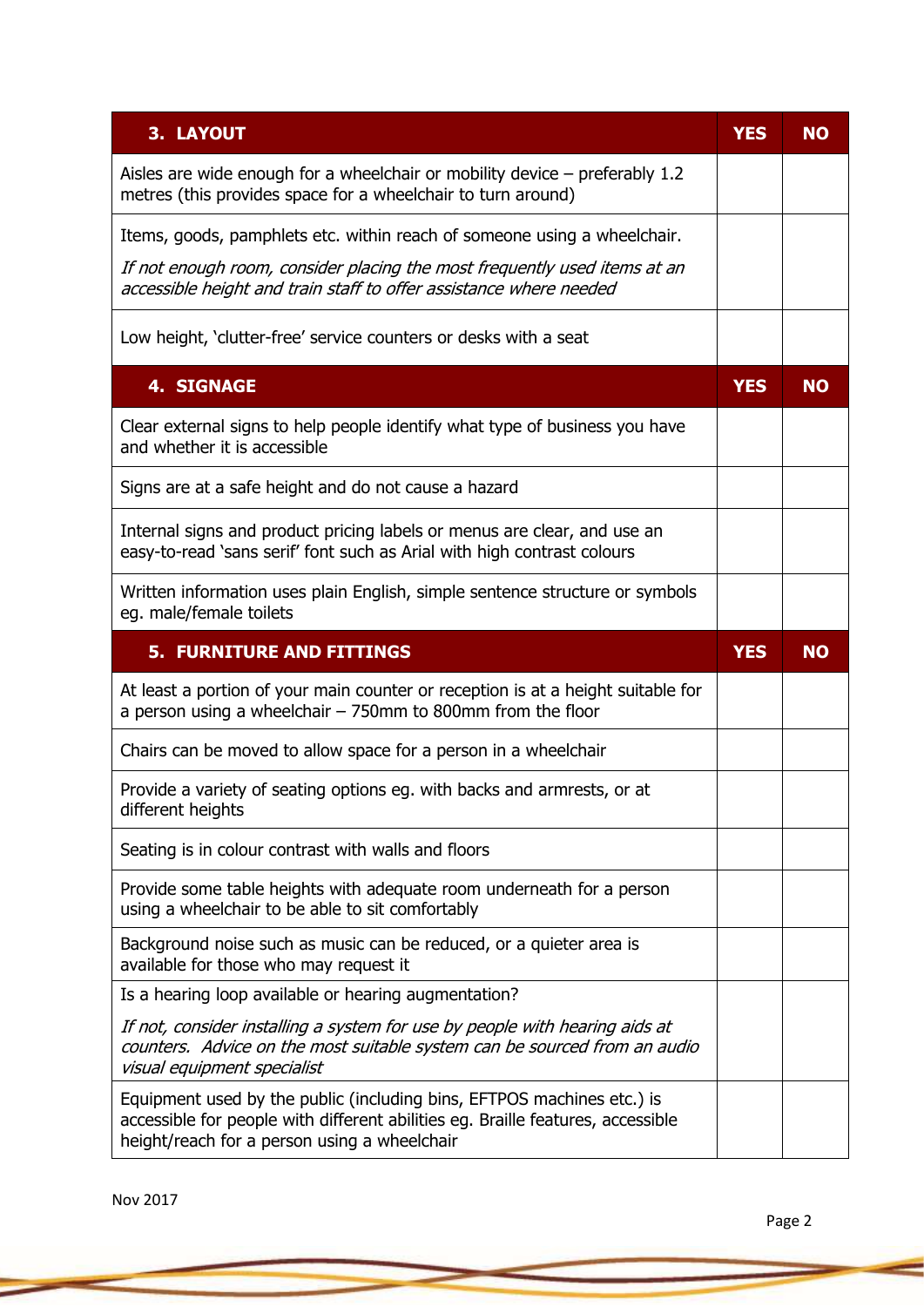| 3. LAYOUT | YES | NO |
|---|---|---|
| Aisles are wide enough for a wheelchair or mobility device – preferably 1.2 metres (this provides space for a wheelchair to turn around) | | |
| Items, goods, pamphlets etc. within reach of someone using a wheelchair. *If not enough room, consider placing the most frequently used items at an accessible height and train staff to offer assistance where needed* | | |
| Low height, 'clutter-free' service counters or desks with a seat | | |

| 4. SIGNAGE | YES | NO |
|---|---|---|
| Clear external signs to help people identify what type of business you have and whether it is accessible | | |
| Signs are at a safe height and do not cause a hazard | | |
| Internal signs and product pricing labels or menus are clear, and use an easy-to-read 'sans serif' font such as Arial with high contrast colours | | |
| Written information uses plain English, simple sentence structure or symbols eg. male/female toilets | | |

| 5. FURNITURE AND FITTINGS | YES | NO |
|---|---|---|
| At least a portion of your main counter or reception is at a height suitable for a person using a wheelchair – 750mm to 800mm from the floor | | |
| Chairs can be moved to allow space for a person in a wheelchair | | |
| Provide a variety of seating options eg. with backs and armrests, or at different heights | | |
| Seating is in colour contrast with walls and floors | | |
| Provide some table heights with adequate room underneath for a person using a wheelchair to be able to sit comfortably | | |
| Background noise such as music can be reduced, or a quieter area is available for those who may request it | | |
| Is a hearing loop available or hearing augmentation? *If not, consider installing a system for use by people with hearing aids at counters. Advice on the most suitable system can be sourced from an audio visual equipment specialist* | | |
| Equipment used by the public (including bins, EFTPOS machines etc.) is accessible for people with different abilities eg. Braille features, accessible height/reach for a person using a wheelchair | | |

Nov 2017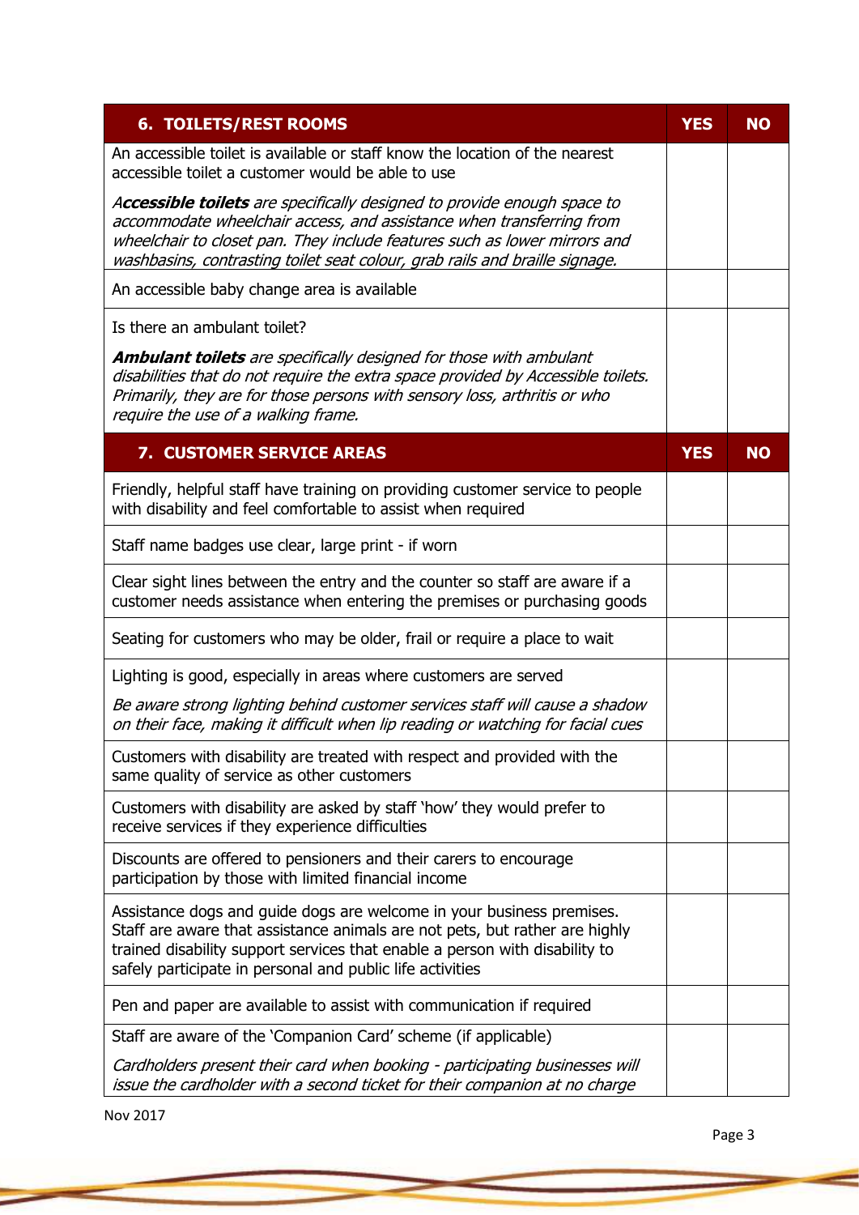| 6. TOILETS/REST ROOMS | YES | NO |
| --- | --- | --- |
| An accessible toilet is available or staff know the location of the nearest accessible toilet a customer would be able to use<br><br>*A**ccessible toilets** are specifically designed to provide enough space to accommodate wheelchair access, and assistance when transferring from wheelchair to closet pan. They include features such as lower mirrors and washbasins, contrasting toilet seat colour, grab rails and braille signage.* | | |
| An accessible baby change area is available | | |
| Is there an ambulant toilet?<br><br>***Ambulant toilets** are specifically designed for those with ambulant disabilities that do not require the extra space provided by Accessible toilets. Primarily, they are for those persons with sensory loss, arthritis or who require the use of a walking frame.* | | |

| 7. CUSTOMER SERVICE AREAS | YES | NO |
| --- | --- | --- |
| Friendly, helpful staff have training on providing customer service to people with disability and feel comfortable to assist when required | | |
| Staff name badges use clear, large print - if worn | | |
| Clear sight lines between the entry and the counter so staff are aware if a customer needs assistance when entering the premises or purchasing goods | | |
| Seating for customers who may be older, frail or require a place to wait | | |
| Lighting is good, especially in areas where customers are served<br><br>*Be aware strong lighting behind customer services staff will cause a shadow on their face, making it difficult when lip reading or watching for facial cues* | | |
| Customers with disability are treated with respect and provided with the same quality of service as other customers | | |
| Customers with disability are asked by staff 'how' they would prefer to receive services if they experience difficulties | | |
| Discounts are offered to pensioners and their carers to encourage participation by those with limited financial income | | |
| Assistance dogs and guide dogs are welcome in your business premises. Staff are aware that assistance animals are not pets, but rather are highly trained disability support services that enable a person with disability to safely participate in personal and public life activities | | |
| Pen and paper are available to assist with communication if required | | |
| Staff are aware of the 'Companion Card' scheme (if applicable)<br><br>*Cardholders present their card when booking - participating businesses will issue the cardholder with a second ticket for their companion at no charge* | | |

Nov 2017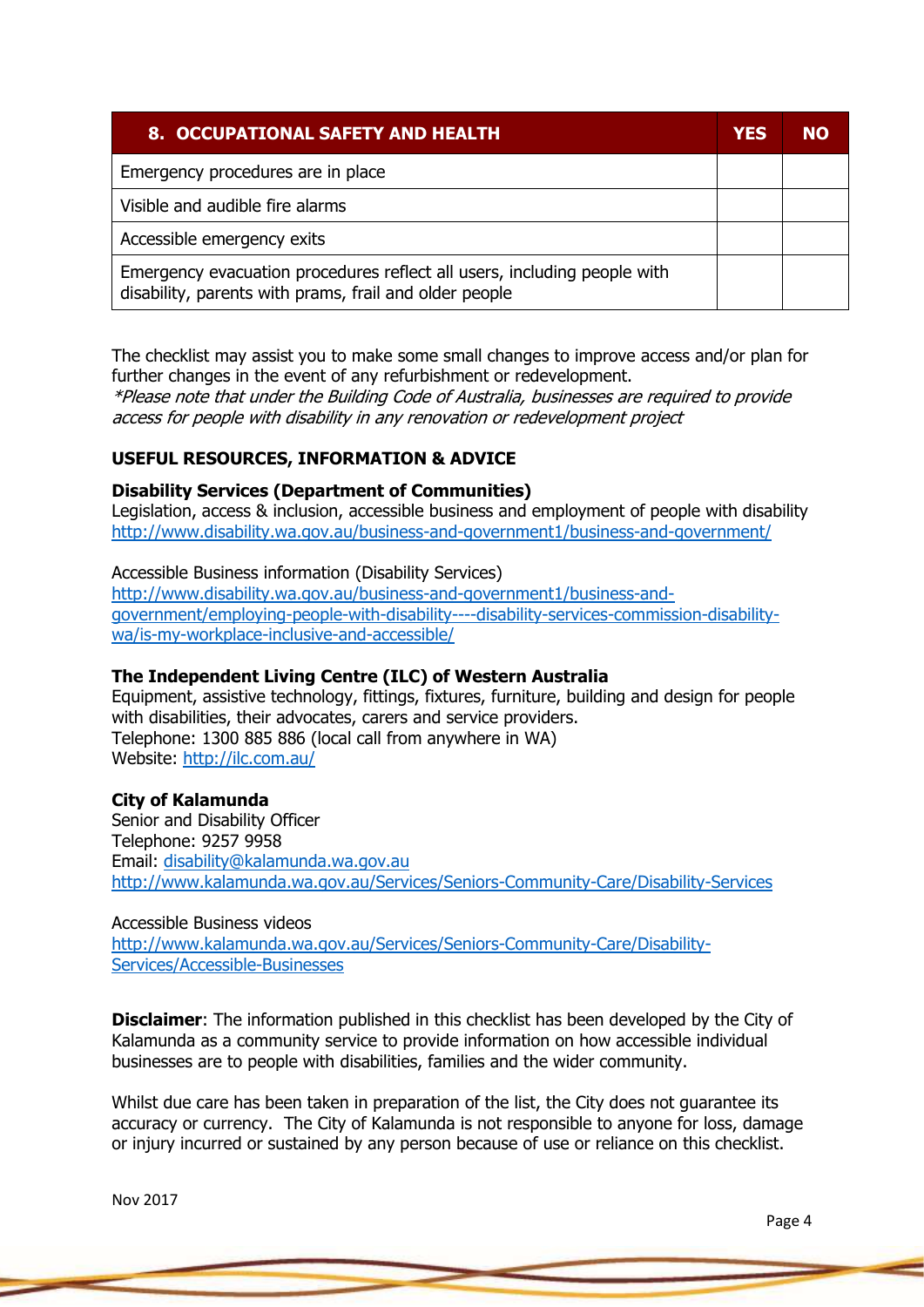| 8. OCCUPATIONAL SAFETY AND HEALTH | YES | NO |
|---|---|---|
| Emergency procedures are in place | | |
| Visible and audible fire alarms | | |
| Accessible emergency exits | | |
| Emergency evacuation procedures reflect all users, including people with disability, parents with prams, frail and older people | | |

The checklist may assist you to make some small changes to improve access and/or plan for further changes in the event of any refurbishment or redevelopment.
*\*Please note that under the Building Code of Australia, businesses are required to provide access for people with disability in any renovation or redevelopment project*

## USEFUL RESOURCES, INFORMATION & ADVICE

**Disability Services (Department of Communities)**
Legislation, access & inclusion, accessible business and employment of people with disability
http://www.disability.wa.gov.au/business-and-government1/business-and-government/

Accessible Business information (Disability Services)
http://www.disability.wa.gov.au/business-and-government1/business-and-government/employing-people-with-disability----disability-services-commission-disability-wa/is-my-workplace-inclusive-and-accessible/

**The Independent Living Centre (ILC) of Western Australia**
Equipment, assistive technology, fittings, fixtures, furniture, building and design for people with disabilities, their advocates, carers and service providers.
Telephone: 1300 885 886 (local call from anywhere in WA)
Website: http://ilc.com.au/

**City of Kalamunda**
Senior and Disability Officer
Telephone: 9257 9958
Email: disability@kalamunda.wa.gov.au
http://www.kalamunda.wa.gov.au/Services/Seniors-Community-Care/Disability-Services

Accessible Business videos
http://www.kalamunda.wa.gov.au/Services/Seniors-Community-Care/Disability-Services/Accessible-Businesses

**Disclaimer**: The information published in this checklist has been developed by the City of Kalamunda as a community service to provide information on how accessible individual businesses are to people with disabilities, families and the wider community.

Whilst due care has been taken in preparation of the list, the City does not guarantee its accuracy or currency. The City of Kalamunda is not responsible to anyone for loss, damage or injury incurred or sustained by any person because of use or reliance on this checklist.

Nov 2017